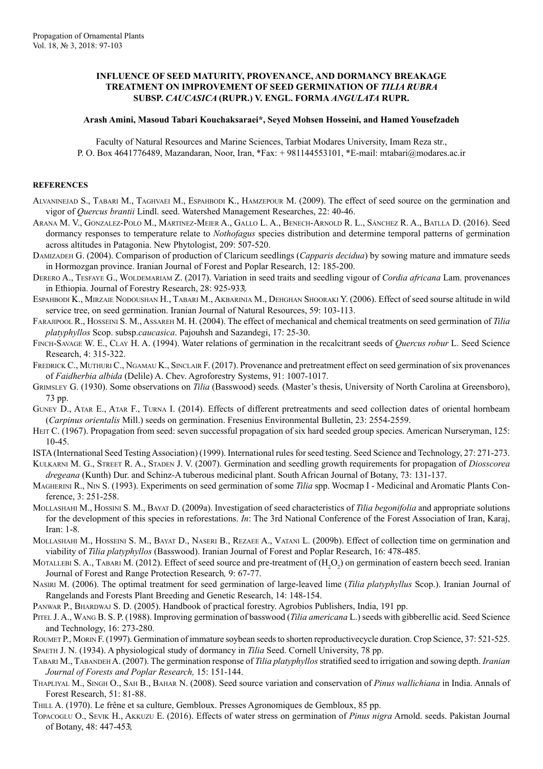# INFLUENCE OF SEED MATURITY, PROVENANCE, AND DORMANCY BREAKAGE TREATMENT ON IMPROVEMENT OF SEED GERMINATION OF *TILIA RUBRA* SUBSP. *CAUCASICA* (RUPR.) V. ENGL. FORMA *ANGULATA* RUPR.

**Arash Amini, Masoud Tabari Kouchaksaraei\*, Seyed Mohsen Hosseini, and Hamed Yousefzadeh**

Faculty of Natural Resources and Marine Sciences, Tarbiat Modares University, Imam Reza str., P. O. Box 4641776489, Mazandaran, Noor, Iran, \*Fax: + 981144553101, \*E-mail: mtabari@modares.ac.ir

## REFERENCES

Alvaninejad S., Tabari M., Taghvaei M., Espahbodi K., Hamzepour M. (2009). The effect of seed source on the germination and vigor of *Quercus brantii* Lindl. seed. Watershed Management Researches, 22: 40-46.

Arana M. V., Gonzalez-Polo M., Martinez-Meier A., Gallo L. A., Benech-Arnold R. L., Sánchez R. A., Batlla D. (2016). Seed dormancy responses to temperature relate to *Nothofagus* species distribution and determine temporal patterns of germination across altitudes in Patagonia. New Phytologist, 209: 507-520.

Damizadeh G. (2004). Comparison of production of Claricum seedlings (*Capparis decidua*) by sowing mature and immature seeds in Hormozgan province. Iranian Journal of Forest and Poplar Research, 12: 185-200.

Derero A., Tesfaye G., Woldemariam Z. (2017). Variation in seed traits and seedling vigour of *Cordia africana* Lam. provenances in Ethiopia. Journal of Forestry Research, 28: 925-933.

Espahbodi K., Mirzaie Nodoushan H., Tabari M., Akbarinia M., Dehghan Shooraki Y. (2006). Effect of seed sourse altitude in wild service tree, on seed germination. Iranian Journal of Natural Resources, 59: 103-113.

Farajipool R., Hosseini S. M., Assareh M. H. (2004). The effect of mechanical and chemical treatments on seed germination of *Tilia platyphyllos* Scop. subsp.*caucasica*. Pajouhsh and Sazandegi, 17: 25-30.

Finch-Savage W. E., Clay H. A. (1994). Water relations of germination in the recalcitrant seeds of *Quercus robur* L. Seed Science Research, 4: 315-322.

Fredrick C., Muthuri C., Ngamau K., Sinclair F. (2017). Provenance and pretreatment effect on seed germination of six provenances of *Faidherbia albida* (Delile) A. Chev. Agroforestry Systems, 91: 1007-1017.

Grimsley G. (1930). Some observations on *Tilia* (Basswood) seeds. (Master's thesis, University of North Carolina at Greensboro), 73 pp.

Guney D., Atar E., Atar F., Turna I. (2014). Effects of different pretreatments and seed collection dates of oriental hornbeam (*Carpinus orientalis* Mill.) seeds on germination. Fresenius Environmental Bulletin, 23: 2554-2559.

Heit C. (1967). Propagation from seed: seven successful propagation of six hard seeded group species. American Nurseryman, 125: 10-45.

ISTA (International Seed Testing Association) (1999). International rules for seed testing. Seed Science and Technology, 27: 271-273.

Kulkarni M. G., Street R. A., Staden J. V. (2007). Germination and seedling growth requirements for propagation of *Diosscorea dregeana* (Kunth) Dur. and Schinz-A tuberous medicinal plant. South African Journal of Botany, 73: 131-137.

Magherini R., Nin S. (1993). Experiments on seed germination of some *Tilia* spp. Wocmap I - Medicinal and Aromatic Plants Conference, 3: 251-258.

Mollashahi M., Hossini S. M., Bayat D. (2009a). Investigation of seed characteristics of *Tilia begonifolia* and appropriate solutions for the development of this species in reforestations. *In*: The 3rd National Conference of the Forest Association of Iran, Karaj, Iran: 1-8.

Mollashahi M., Hosseini S. M., Bayat D., Naseri B., Rezaee A., Vatani L. (2009b). Effect of collection time on germination and viability of *Tilia platyphyllos* (Basswood). Iranian Journal of Forest and Poplar Research, 16: 478-485.

Motallebi S. A., Tabari M. (2012). Effect of seed source and pre-treatment of ($H_2O_2$) on germination of eastern beech seed. Iranian Journal of Forest and Range Protection Research, 9: 67-77.

Nasiri M. (2006). The optimal treatment for seed germination of large-leaved lime (*Tilia platyphyllus* Scop.). Iranian Journal of Rangelands and Forests Plant Breeding and Genetic Research, 14: 148-154.

Panwar P., Bhardwaj S. D. (2005). Handbook of practical forestry. Agrobios Publishers, India, 191 pp.

Pitel J. A., Wang B. S. P. (1988). Improving germination of basswood (*Tilia americana* L.) seeds with gibberellic acid. Seed Science and Technology, 16: 273-280.

Roumet P., Morin F. (1997). Germination of immature soybean seeds to shorten reproductivecycle duration. Crop Science, 37: 521-525.

Spaeth J. N. (1934). A physiological study of dormancy in *Tilia* Seed. Cornell University, 78 pp.

Tabari M., Tabandeh A. (2007). The germination response of *Tilia platyphyllos* stratified seed to irrigation and sowing depth. *Iranian Journal of Forests and Poplar Research,* 15: 151-144.

Thapliyal M., Singh O., Sah B., Bahar N. (2008). Seed source variation and conservation of *Pinus wallichiana* in India. Annals of Forest Research, 51: 81-88.

Thill A. (1970). Le frêne et sa culture, Gembloux. Presses Agronomiques de Gembloux, 85 pp.

Topacoglu O., Sevik H., Akkuzu E. (2016). Effects of water stress on germination of *Pinus nigra* Arnold. seeds. Pakistan Journal of Botany, 48: 447-453.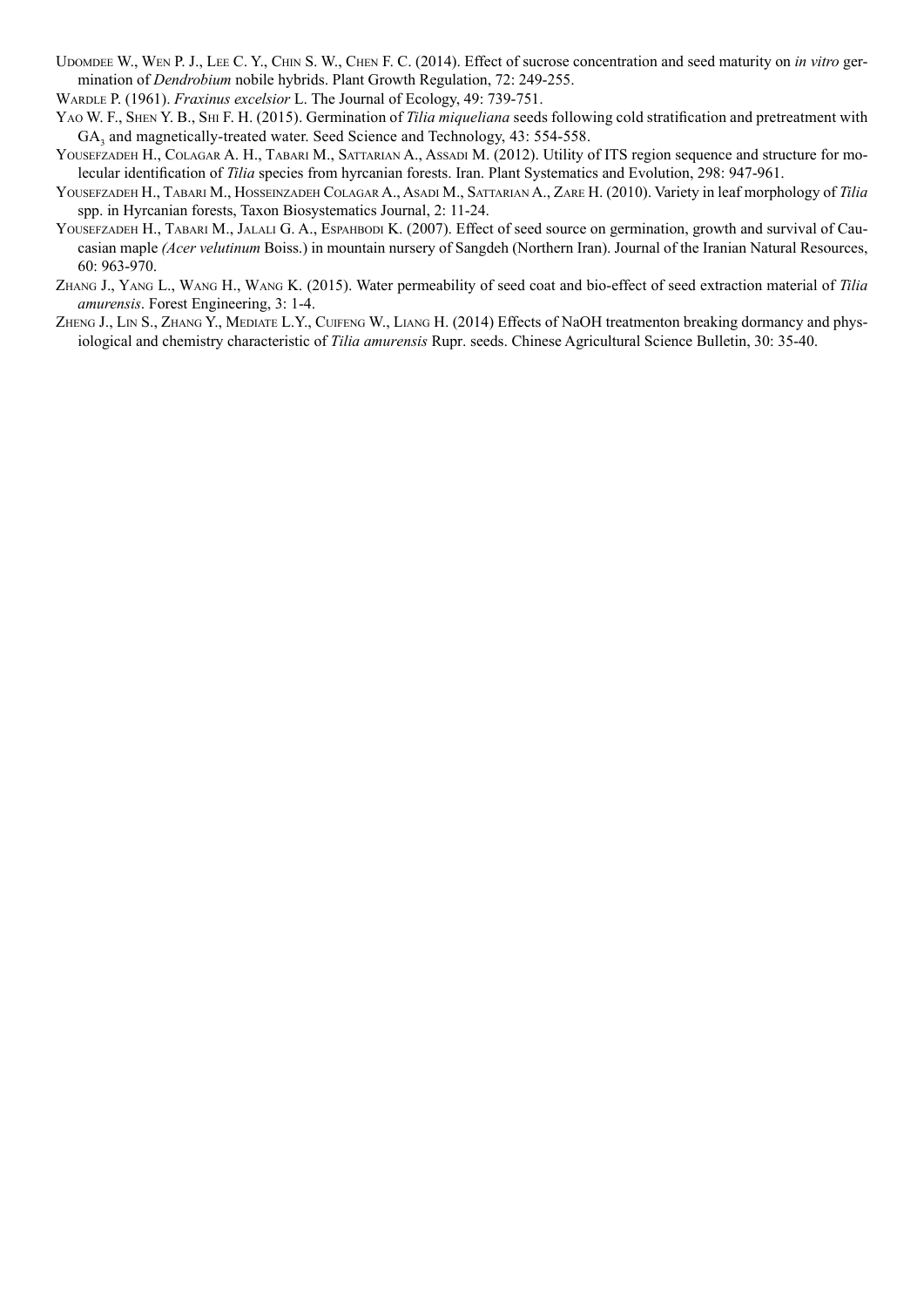Udomdee W., Wen P. J., Lee C. Y., Chin S. W., Chen F. C. (2014). Effect of sucrose concentration and seed maturity on *in vitro* germination of *Dendrobium* nobile hybrids. Plant Growth Regulation, 72: 249-255.

Wardle P. (1961). *Fraxinus excelsior* L. The Journal of Ecology, 49: 739-751.

Yao W. F., Shen Y. B., Shi F. H. (2015). Germination of *Tilia miqueliana* seeds following cold stratification and pretreatment with $GA_3$ and magnetically-treated water. Seed Science and Technology, 43: 554-558.

Yousefzadeh H., Colagar A. H., Tabari M., Sattarian A., Assadi M. (2012). Utility of ITS region sequence and structure for molecular identification of *Tilia* species from hyrcanian forests. Iran. Plant Systematics and Evolution, 298: 947-961.

Yousefzadeh H., Tabari M., Hosseinzadeh Colagar A., Asadi M., Sattarian A., Zare H. (2010). Variety in leaf morphology of *Tilia* spp. in Hyrcanian forests, Taxon Biosystematics Journal, 2: 11-24.

Yousefzadeh H., Tabari M., Jalali G. A., Espahbodi K. (2007). Effect of seed source on germination, growth and survival of Caucasian maple *(Acer velutinum* Boiss.) in mountain nursery of Sangdeh (Northern Iran). Journal of the Iranian Natural Resources, 60: 963-970.

Zhang J., Yang L., Wang H., Wang K. (2015). Water permeability of seed coat and bio-effect of seed extraction material of *Tilia amurensis*. Forest Engineering, 3: 1-4.

Zheng J., Lin S., Zhang Y., Mediate L.Y., Cuifeng W., Liang H. (2014) Effects of NaOH treatmenton breaking dormancy and physiological and chemistry characteristic of *Tilia amurensis* Rupr. seeds. Chinese Agricultural Science Bulletin, 30: 35-40.